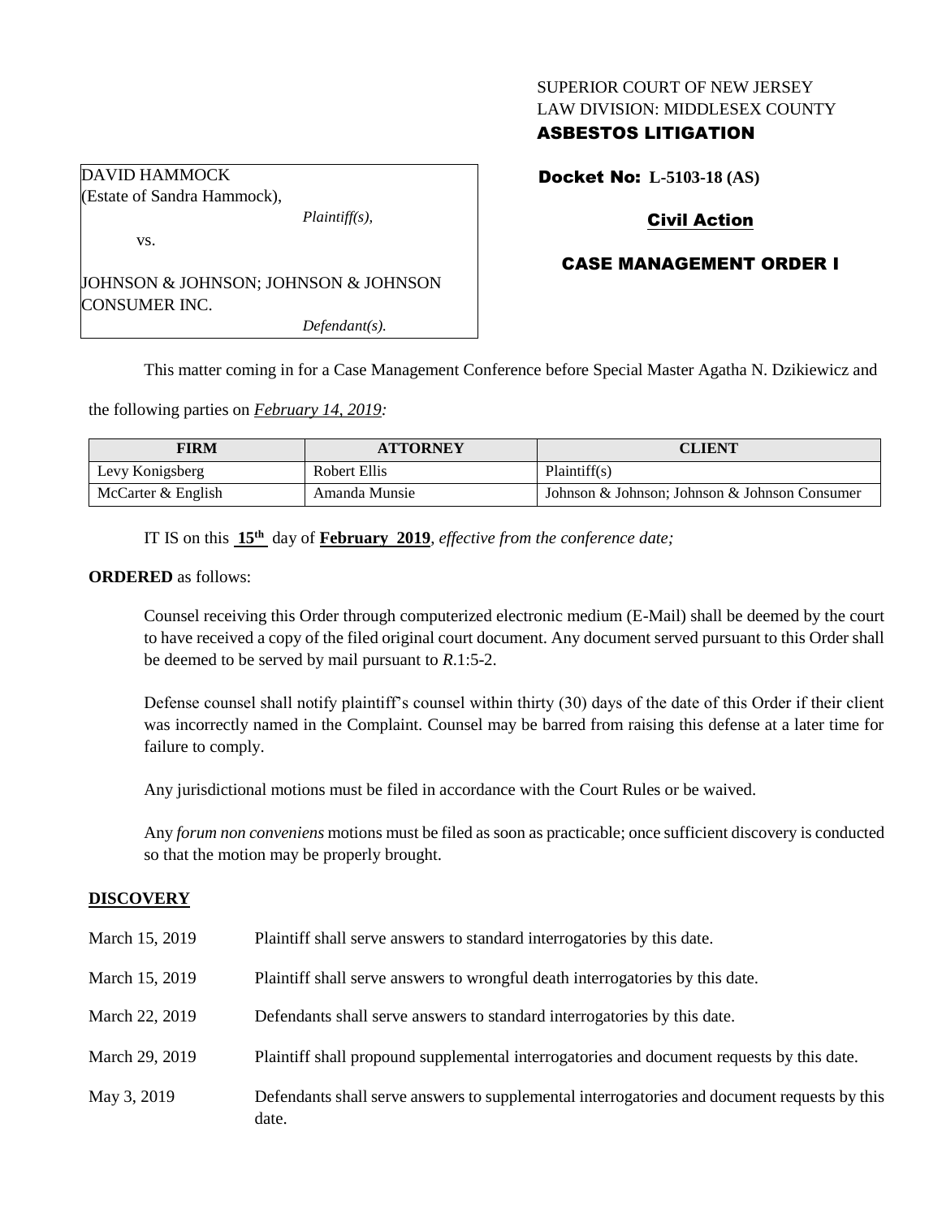SUPERIOR COURT OF NEW JERSEY
LAW DIVISION: MIDDLESEX COUNTY

**ASBESTOS LITIGATION**

DAVID HAMMOCK
(Estate of Sandra Hammock),

*Plaintiff(s),*

vs.

JOHNSON & JOHNSON; JOHNSON & JOHNSON CONSUMER INC.

*Defendant(s).*

**Docket No: L-5103-18 (AS)**

**Civil Action**

**CASE MANAGEMENT ORDER I**

This matter coming in for a Case Management Conference before Special Master Agatha N. Dzikiewicz and the following parties on *February 14, 2019:*

| FIRM | ATTORNEY | CLIENT |
|---|---|---|
| Levy Konigsberg | Robert Ellis | Plaintiff(s) |
| McCarter & English | Amanda Munsie | Johnson & Johnson; Johnson & Johnson Consumer |

IT IS on this **15th** day of **February 2019**, *effective from the conference date;*

**ORDERED** as follows:

Counsel receiving this Order through computerized electronic medium (E-Mail) shall be deemed by the court to have received a copy of the filed original court document. Any document served pursuant to this Order shall be deemed to be served by mail pursuant to *R*.1:5-2.

Defense counsel shall notify plaintiff's counsel within thirty (30) days of the date of this Order if their client was incorrectly named in the Complaint. Counsel may be barred from raising this defense at a later time for failure to comply.

Any jurisdictional motions must be filed in accordance with the Court Rules or be waived.

Any *forum non conveniens* motions must be filed as soon as practicable; once sufficient discovery is conducted so that the motion may be properly brought.

## DISCOVERY

| | |
|---|---|
| March 15, 2019 | Plaintiff shall serve answers to standard interrogatories by this date. |
| March 15, 2019 | Plaintiff shall serve answers to wrongful death interrogatories by this date. |
| March 22, 2019 | Defendants shall serve answers to standard interrogatories by this date. |
| March 29, 2019 | Plaintiff shall propound supplemental interrogatories and document requests by this date. |
| May 3, 2019 | Defendants shall serve answers to supplemental interrogatories and document requests by this date. |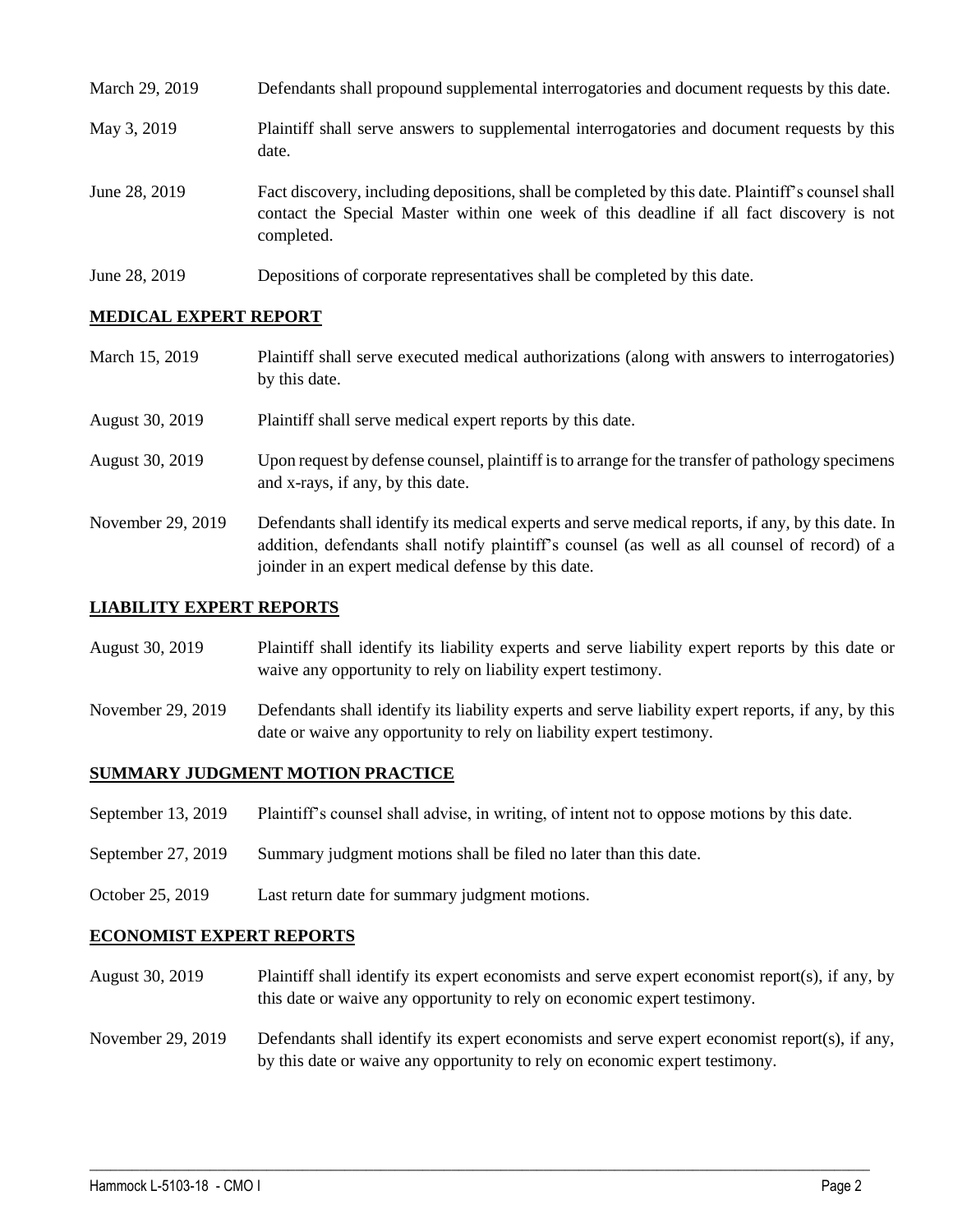| | |
|---|---|
| March 29, 2019 | Defendants shall propound supplemental interrogatories and document requests by this date. |
| May 3, 2019 | Plaintiff shall serve answers to supplemental interrogatories and document requests by this date. |
| June 28, 2019 | Fact discovery, including depositions, shall be completed by this date. Plaintiff's counsel shall contact the Special Master within one week of this deadline if all fact discovery is not completed. |
| June 28, 2019 | Depositions of corporate representatives shall be completed by this date. |

## MEDICAL EXPERT REPORT

| | |
|---|---|
| March 15, 2019 | Plaintiff shall serve executed medical authorizations (along with answers to interrogatories) by this date. |
| August 30, 2019 | Plaintiff shall serve medical expert reports by this date. |
| August 30, 2019 | Upon request by defense counsel, plaintiff is to arrange for the transfer of pathology specimens and x-rays, if any, by this date. |
| November 29, 2019 | Defendants shall identify its medical experts and serve medical reports, if any, by this date. In addition, defendants shall notify plaintiff's counsel (as well as all counsel of record) of a joinder in an expert medical defense by this date. |

## LIABILITY EXPERT REPORTS

| | |
|---|---|
| August 30, 2019 | Plaintiff shall identify its liability experts and serve liability expert reports by this date or waive any opportunity to rely on liability expert testimony. |
| November 29, 2019 | Defendants shall identify its liability experts and serve liability expert reports, if any, by this date or waive any opportunity to rely on liability expert testimony. |

## SUMMARY JUDGMENT MOTION PRACTICE

| | |
|---|---|
| September 13, 2019 | Plaintiff's counsel shall advise, in writing, of intent not to oppose motions by this date. |
| September 27, 2019 | Summary judgment motions shall be filed no later than this date. |
| October 25, 2019 | Last return date for summary judgment motions. |

## ECONOMIST EXPERT REPORTS

| | |
|---|---|
| August 30, 2019 | Plaintiff shall identify its expert economists and serve expert economist report(s), if any, by this date or waive any opportunity to rely on economic expert testimony. |
| November 29, 2019 | Defendants shall identify its expert economists and serve expert economist report(s), if any, by this date or waive any opportunity to rely on economic expert testimony. |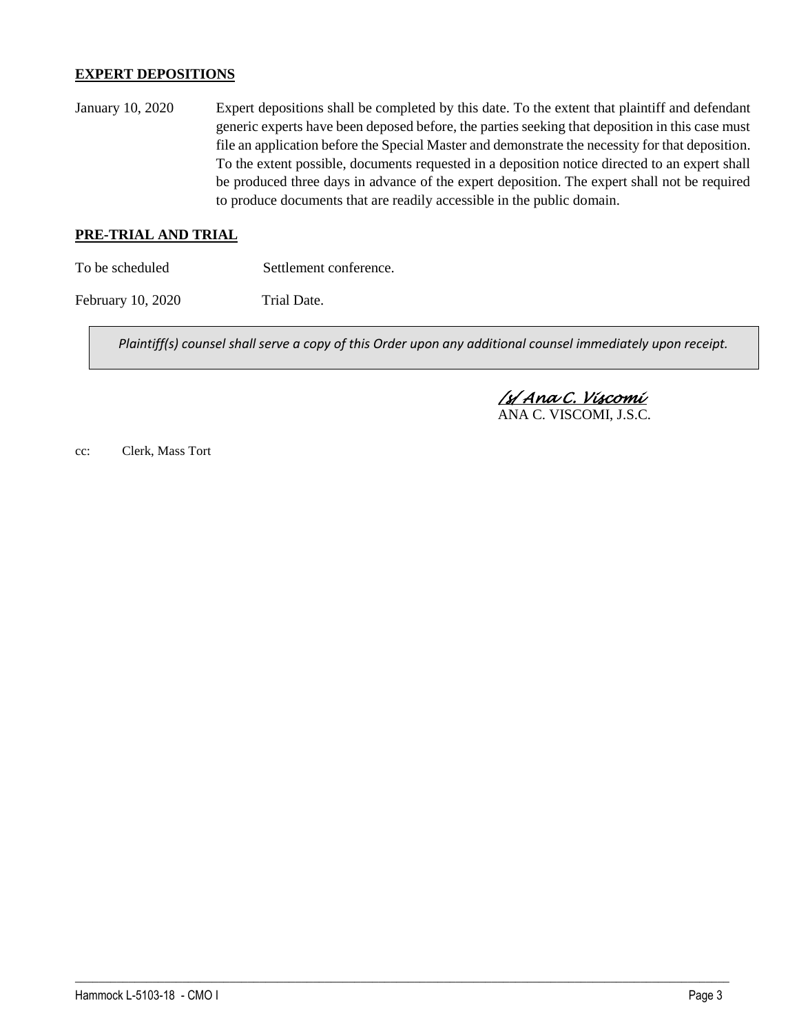## EXPERT DEPOSITIONS

| | |
|---|---|
| January 10, 2020 | Expert depositions shall be completed by this date. To the extent that plaintiff and defendant generic experts have been deposed before, the parties seeking that deposition in this case must file an application before the Special Master and demonstrate the necessity for that deposition. To the extent possible, documents requested in a deposition notice directed to an expert shall be produced three days in advance of the expert deposition. The expert shall not be required to produce documents that are readily accessible in the public domain. |

## PRE-TRIAL AND TRIAL

| | |
|---|---|
| To be scheduled | Settlement conference. |
| February 10, 2020 | Trial Date. |

*Plaintiff(s) counsel shall serve a copy of this Order upon any additional counsel immediately upon receipt.*

/s/ Ana C. Viscomi
ANA C. VISCOMI, J.S.C.

cc: Clerk, Mass Tort